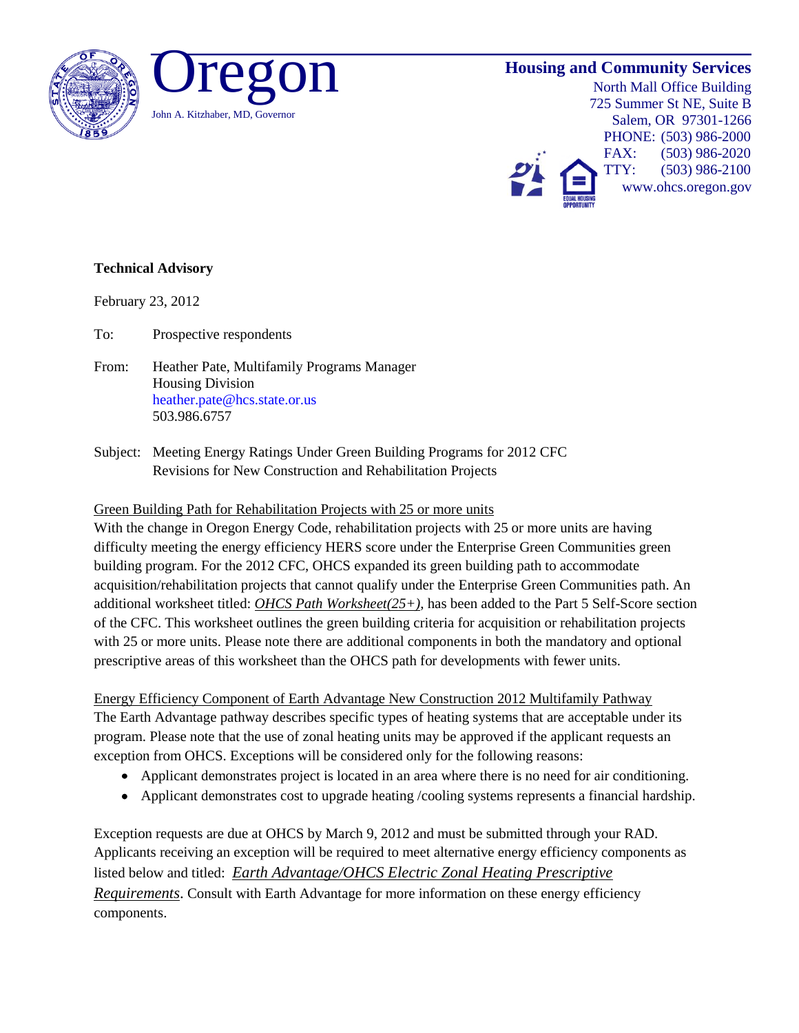# Oregon

John A. Kitzhaber, MD, Governor

**Housing and Community Services**
North Mall Office Building
725 Summer St NE, Suite B
Salem, OR 97301-1266
PHONE: (503) 986-2000
FAX: (503) 986-2020
TTY: (503) 986-2100
www.ohcs.oregon.gov

**Technical Advisory**

February 23, 2012

To: Prospective respondents

From: Heather Pate, Multifamily Programs Manager
Housing Division
heather.pate@hcs.state.or.us
503.986.6757

Subject: Meeting Energy Ratings Under Green Building Programs for 2012 CFC Revisions for New Construction and Rehabilitation Projects

<u>Green Building Path for Rehabilitation Projects with 25 or more units</u>

With the change in Oregon Energy Code, rehabilitation projects with 25 or more units are having difficulty meeting the energy efficiency HERS score under the Enterprise Green Communities green building program. For the 2012 CFC, OHCS expanded its green building path to accommodate acquisition/rehabilitation projects that cannot qualify under the Enterprise Green Communities path. An additional worksheet titled: *<u>OHCS Path Worksheet(25+)</u>*, has been added to the Part 5 Self-Score section of the CFC. This worksheet outlines the green building criteria for acquisition or rehabilitation projects with 25 or more units. Please note there are additional components in both the mandatory and optional prescriptive areas of this worksheet than the OHCS path for developments with fewer units.

<u>Energy Efficiency Component of Earth Advantage New Construction 2012 Multifamily Pathway</u>

The Earth Advantage pathway describes specific types of heating systems that are acceptable under its program. Please note that the use of zonal heating units may be approved if the applicant requests an exception from OHCS. Exceptions will be considered only for the following reasons:

- Applicant demonstrates project is located in an area where there is no need for air conditioning.
- Applicant demonstrates cost to upgrade heating /cooling systems represents a financial hardship.

Exception requests are due at OHCS by March 9, 2012 and must be submitted through your RAD. Applicants receiving an exception will be required to meet alternative energy efficiency components as listed below and titled: *<u>Earth Advantage/OHCS Electric Zonal Heating Prescriptive Requirements</u>*. Consult with Earth Advantage for more information on these energy efficiency components.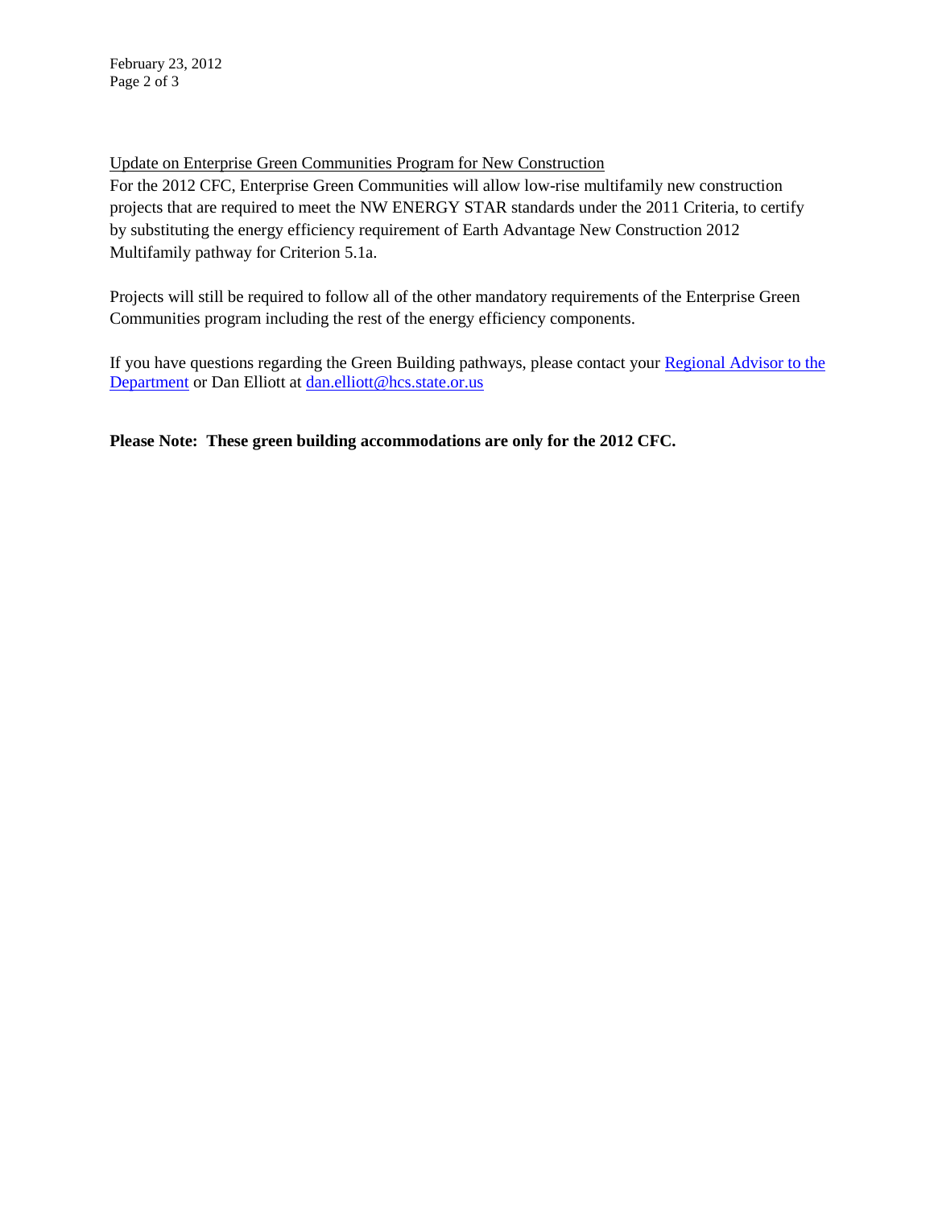Update on Enterprise Green Communities Program for New Construction

For the 2012 CFC, Enterprise Green Communities will allow low-rise multifamily new construction projects that are required to meet the NW ENERGY STAR standards under the 2011 Criteria, to certify by substituting the energy efficiency requirement of Earth Advantage New Construction 2012 Multifamily pathway for Criterion 5.1a.

Projects will still be required to follow all of the other mandatory requirements of the Enterprise Green Communities program including the rest of the energy efficiency components.

If you have questions regarding the Green Building pathways, please contact your Regional Advisor to the Department or Dan Elliott at dan.elliott@hcs.state.or.us

**Please Note: These green building accommodations are only for the 2012 CFC.**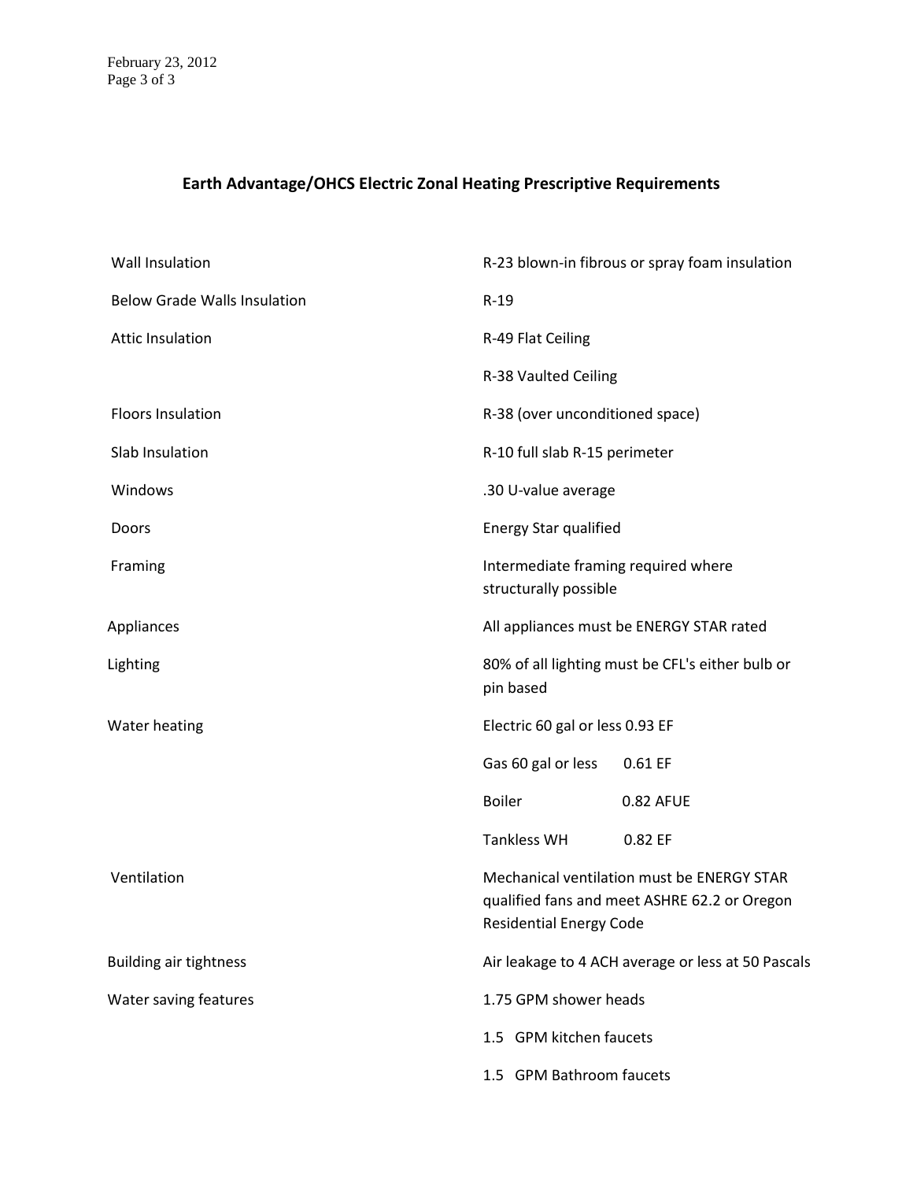## Earth Advantage/OHCS Electric Zonal Heating Prescriptive Requirements

| | | |
|---|---|---|
| Wall Insulation | R-23 blown-in fibrous or spray foam insulation | |
| Below Grade Walls Insulation | R-19 | |
| Attic Insulation | R-49 Flat Ceiling | |
| | R-38 Vaulted Ceiling | |
| Floors Insulation | R-38 (over unconditioned space) | |
| Slab Insulation | R-10 full slab R-15 perimeter | |
| Windows | .30 U-value average | |
| Doors | Energy Star qualified | |
| Framing | Intermediate framing required where structurally possible | |
| Appliances | All appliances must be ENERGY STAR rated | |
| Lighting | 80% of all lighting must be CFL's either bulb or pin based | |
| Water heating | Electric 60 gal or less 0.93 EF | |
| | Gas 60 gal or less | 0.61 EF |
| | Boiler | 0.82 AFUE |
| | Tankless WH | 0.82 EF |
| Ventilation | Mechanical ventilation must be ENERGY STAR qualified fans and meet ASHRE 62.2 or Oregon Residential Energy Code | |
| Building air tightness | Air leakage to 4 ACH average or less at 50 Pascals | |
| Water saving features | 1.75 GPM shower heads | |
| | 1.5 GPM kitchen faucets | |
| | 1.5 GPM Bathroom faucets | |